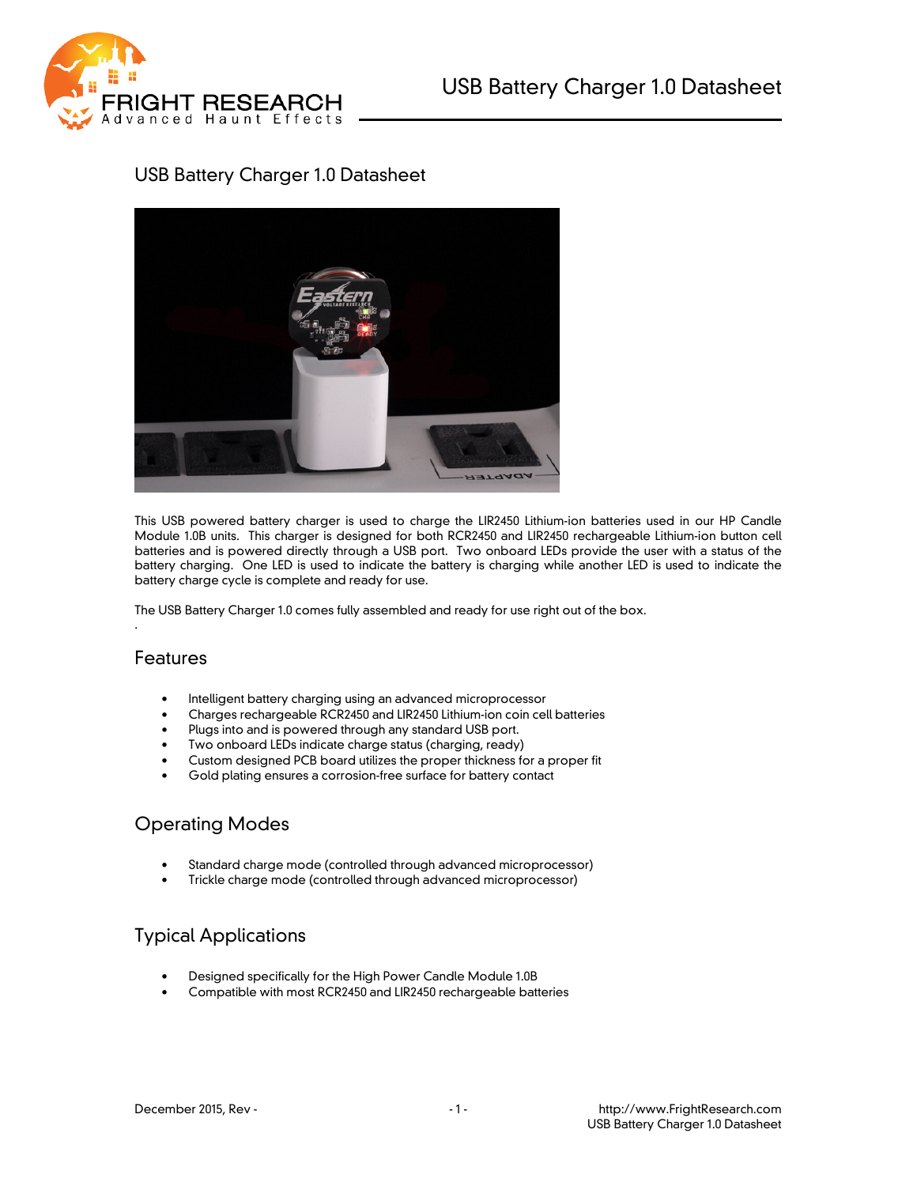# USB Battery Charger 1.0 Datasheet

This USB powered battery charger is used to charge the LIR2450 Lithium-ion batteries used in our HP Candle Module 1.0B units. This charger is designed for both RCR2450 and LIR2450 rechargeable Lithium-ion button cell batteries and is powered directly through a USB port. Two onboard LEDs provide the user with a status of the battery charging. One LED is used to indicate the battery is charging while another LED is used to indicate the battery charge cycle is complete and ready for use.

The USB Battery Charger 1.0 comes fully assembled and ready for use right out of the box.

.

## Features

- Intelligent battery charging using an advanced microprocessor
- Charges rechargeable RCR2450 and LIR2450 Lithium-ion coin cell batteries
- Plugs into and is powered through any standard USB port.
- Two onboard LEDs indicate charge status (charging, ready)
- Custom designed PCB board utilizes the proper thickness for a proper fit
- Gold plating ensures a corrosion-free surface for battery contact

## Operating Modes

- Standard charge mode (controlled through advanced microprocessor)
- Trickle charge mode (controlled through advanced microprocessor)

## Typical Applications

- Designed specifically for the High Power Candle Module 1.0B
- Compatible with most RCR2450 and LIR2450 rechargeable batteries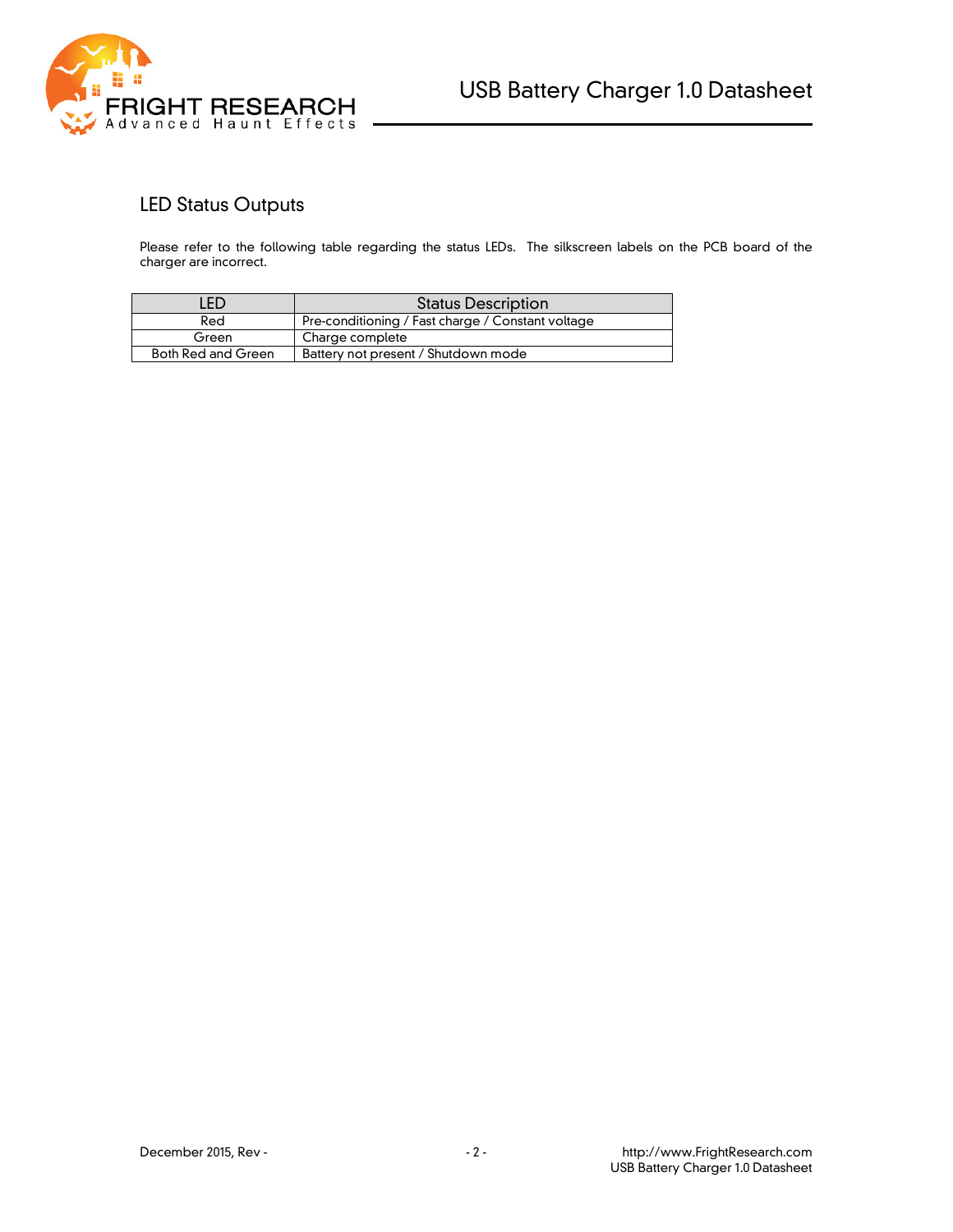## LED Status Outputs

Please refer to the following table regarding the status LEDs. The silkscreen labels on the PCB board of the charger are incorrect.

| LED | Status Description |
| --- | --- |
| Red | Pre-conditioning / Fast charge / Constant voltage |
| Green | Charge complete |
| Both Red and Green | Battery not present / Shutdown mode |